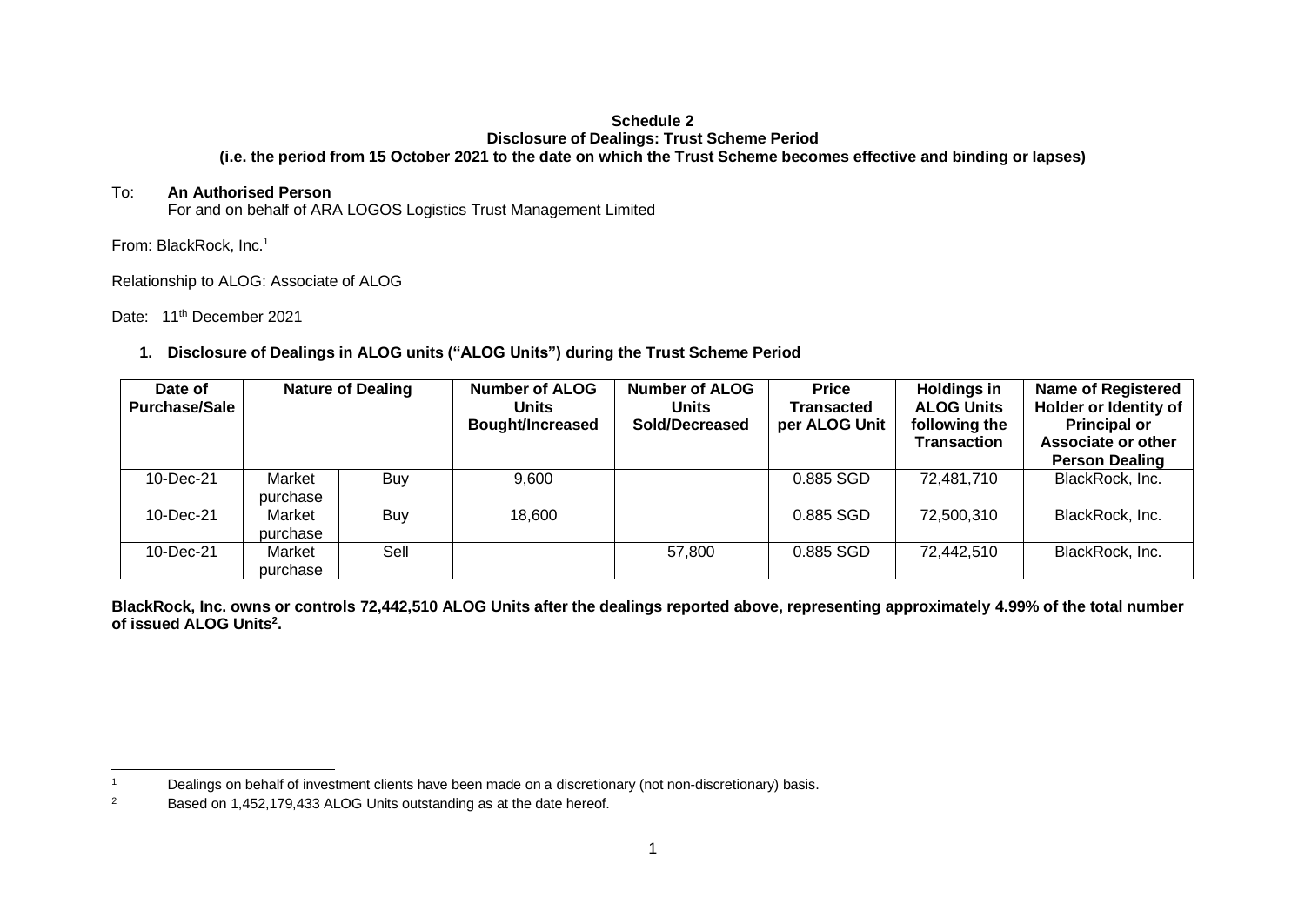**Schedule 2**
**Disclosure of Dealings: Trust Scheme Period**
**(i.e. the period from 15 October 2021 to the date on which the Trust Scheme becomes effective and binding or lapses)**

To: **An Authorised Person**
For and on behalf of ARA LOGOS Logistics Trust Management Limited

From: BlackRock, Inc.[1]

Relationship to ALOG: Associate of ALOG

Date: 11th December 2021

1. **Disclosure of Dealings in ALOG units ("ALOG Units") during the Trust Scheme Period**

| Date of Purchase/Sale | Nature of Dealing | | Number of ALOG Units Bought/Increased | Number of ALOG Units Sold/Decreased | Price Transacted per ALOG Unit | Holdings in ALOG Units following the Transaction | Name of Registered Holder or Identity of Principal or Associate or other Person Dealing |
|---|---|---|---|---|---|---|---|
| 10-Dec-21 | Market purchase | Buy | 9,600 | | 0.885 SGD | 72,481,710 | BlackRock, Inc. |
| 10-Dec-21 | Market purchase | Buy | 18,600 | | 0.885 SGD | 72,500,310 | BlackRock, Inc. |
| 10-Dec-21 | Market purchase | Sell | | 57,800 | 0.885 SGD | 72,442,510 | BlackRock, Inc. |

**BlackRock, Inc. owns or controls 72,442,510 ALOG Units after the dealings reported above, representing approximately 4.99% of the total number of issued ALOG Units[2].**

---

[1] Dealings on behalf of investment clients have been made on a discretionary (not non-discretionary) basis.

[2] Based on 1,452,179,433 ALOG Units outstanding as at the date hereof.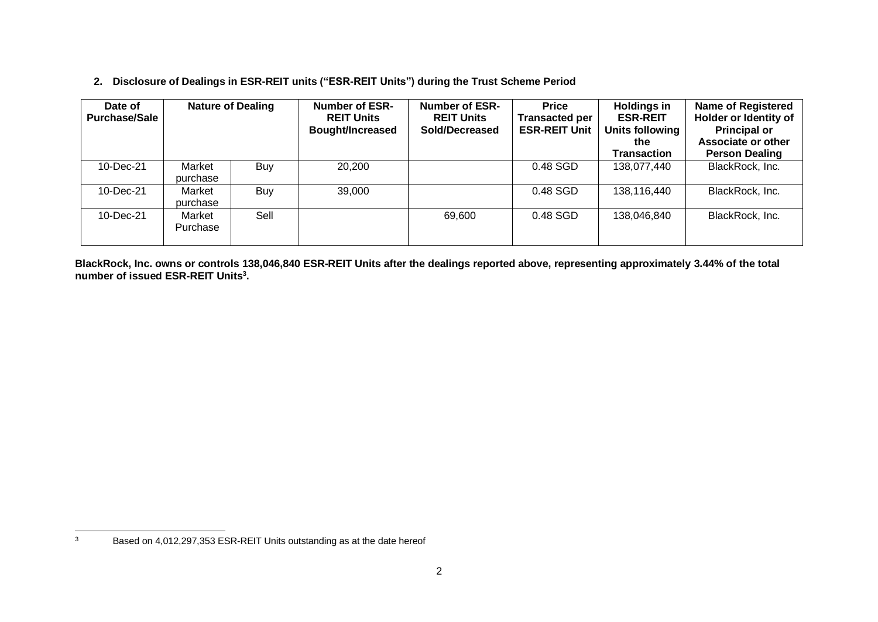## 2. Disclosure of Dealings in ESR-REIT units ("ESR-REIT Units") during the Trust Scheme Period

| Date of Purchase/Sale | Nature of Dealing | | Number of ESR-REIT Units Bought/Increased | Number of ESR-REIT Units Sold/Decreased | Price Transacted per ESR-REIT Unit | Holdings in ESR-REIT Units following the Transaction | Name of Registered Holder or Identity of Principal or Associate or other Person Dealing |
|---|---|---|---|---|---|---|---|
| 10-Dec-21 | Market purchase | Buy | 20,200 | | 0.48 SGD | 138,077,440 | BlackRock, Inc. |
| 10-Dec-21 | Market purchase | Buy | 39,000 | | 0.48 SGD | 138,116,440 | BlackRock, Inc. |
| 10-Dec-21 | Market Purchase | Sell | | 69,600 | 0.48 SGD | 138,046,840 | BlackRock, Inc. |

**BlackRock, Inc. owns or controls 138,046,840 ESR-REIT Units after the dealings reported above, representing approximately 3.44% of the total number of issued ESR-REIT Units[3].**

[3] Based on 4,012,297,353 ESR-REIT Units outstanding as at the date hereof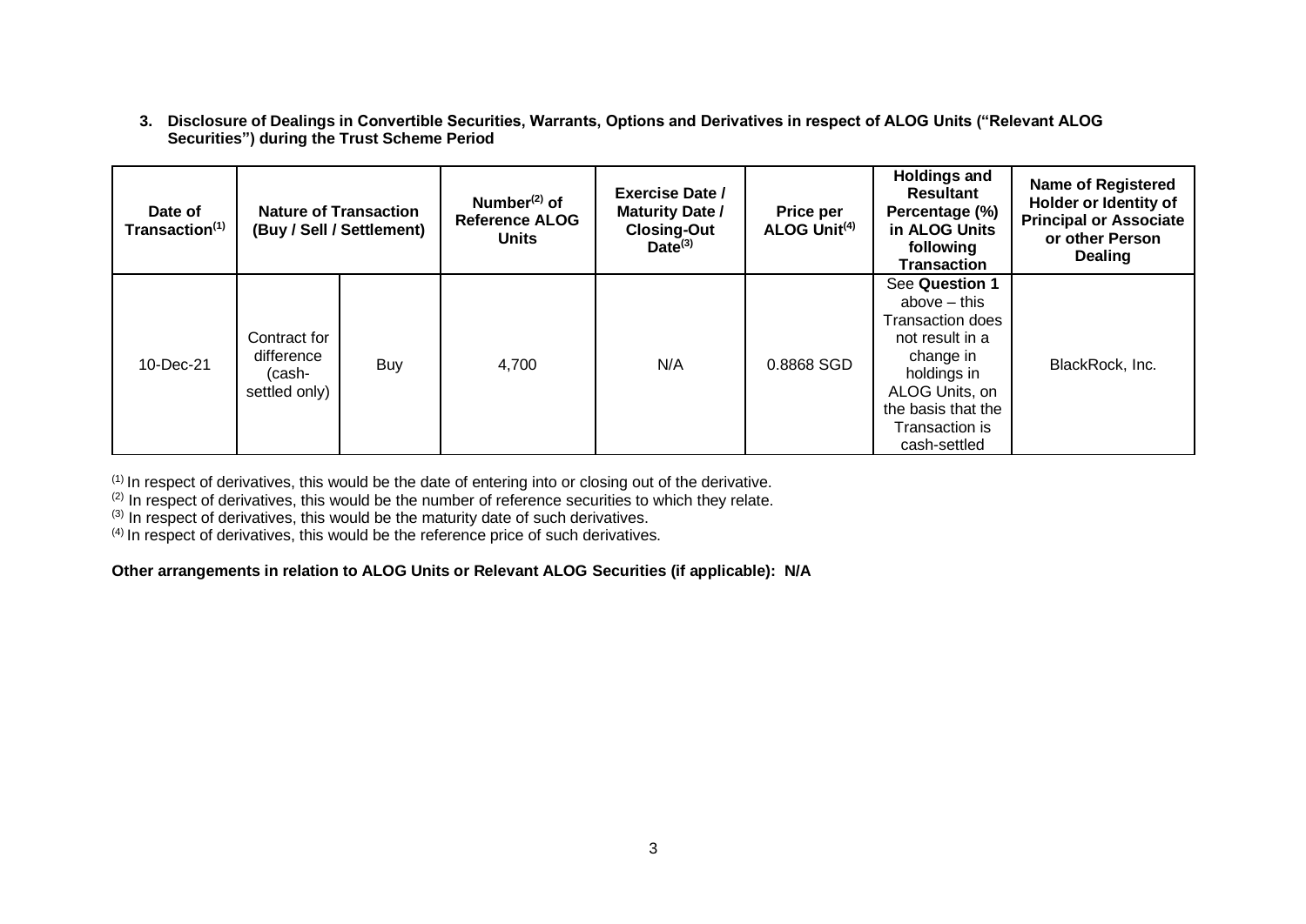**3. Disclosure of Dealings in Convertible Securities, Warrants, Options and Derivatives in respect of ALOG Units ("Relevant ALOG Securities") during the Trust Scheme Period**

| Date of Transaction[1] | Nature of Transaction (Buy / Sell / Settlement) | | Number[2] of Reference ALOG Units | Exercise Date / Maturity Date / Closing-Out Date[3] | Price per ALOG Unit[4] | Holdings and Resultant Percentage (%) in ALOG Units following Transaction | Name of Registered Holder or Identity of Principal or Associate or other Person Dealing |
|---|---|---|---|---|---|---|---|
| 10-Dec-21 | Contract for difference (cash-settled only) | Buy | 4,700 | N/A | 0.8868 SGD | See **Question 1** above – this Transaction does not result in a change in holdings in ALOG Units, on the basis that the Transaction is cash-settled | BlackRock, Inc. |

[1] In respect of derivatives, this would be the date of entering into or closing out of the derivative.
[2] In respect of derivatives, this would be the number of reference securities to which they relate.
[3] In respect of derivatives, this would be the maturity date of such derivatives.
[4] In respect of derivatives, this would be the reference price of such derivatives.

**Other arrangements in relation to ALOG Units or Relevant ALOG Securities (if applicable): N/A**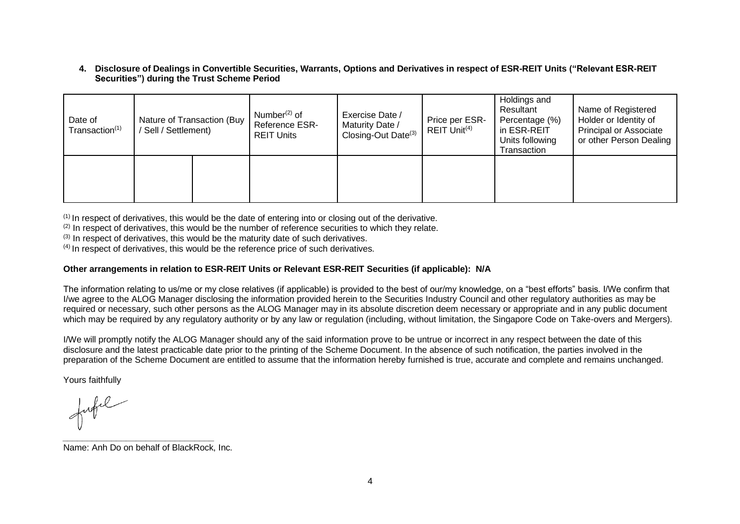**4. Disclosure of Dealings in Convertible Securities, Warrants, Options and Derivatives in respect of ESR-REIT Units ("Relevant ESR-REIT Securities") during the Trust Scheme Period**

| Date of Transaction[(1)] | Nature of Transaction (Buy / Sell / Settlement) | | Number[(2)] of Reference ESR-REIT Units | Exercise Date / Maturity Date / Closing-Out Date[(3)] | Price per ESR-REIT Unit[(4)] | Holdings and Resultant Percentage (%) in ESR-REIT Units following Transaction | Name of Registered Holder or Identity of Principal or Associate or other Person Dealing |
|---|---|---|---|---|---|---|---|
| | | | | | | | |

[(1)] In respect of derivatives, this would be the date of entering into or closing out of the derivative.
[(2)] In respect of derivatives, this would be the number of reference securities to which they relate.
[(3)] In respect of derivatives, this would be the maturity date of such derivatives.
[(4)] In respect of derivatives, this would be the reference price of such derivatives.

**Other arrangements in relation to ESR-REIT Units or Relevant ESR-REIT Securities (if applicable): N/A**

The information relating to us/me or my close relatives (if applicable) is provided to the best of our/my knowledge, on a "best efforts" basis. I/We confirm that I/we agree to the ALOG Manager disclosing the information provided herein to the Securities Industry Council and other regulatory authorities as may be required or necessary, such other persons as the ALOG Manager may in its absolute discretion deem necessary or appropriate and in any public document which may be required by any regulatory authority or by any law or regulation (including, without limitation, the Singapore Code on Take-overs and Mergers).

I/We will promptly notify the ALOG Manager should any of the said information prove to be untrue or incorrect in any respect between the date of this disclosure and the latest practicable date prior to the printing of the Scheme Document. In the absence of such notification, the parties involved in the preparation of the Scheme Document are entitled to assume that the information hereby furnished is true, accurate and complete and remains unchanged.

Yours faithfully

_______________________________

Name: Anh Do on behalf of BlackRock, Inc.